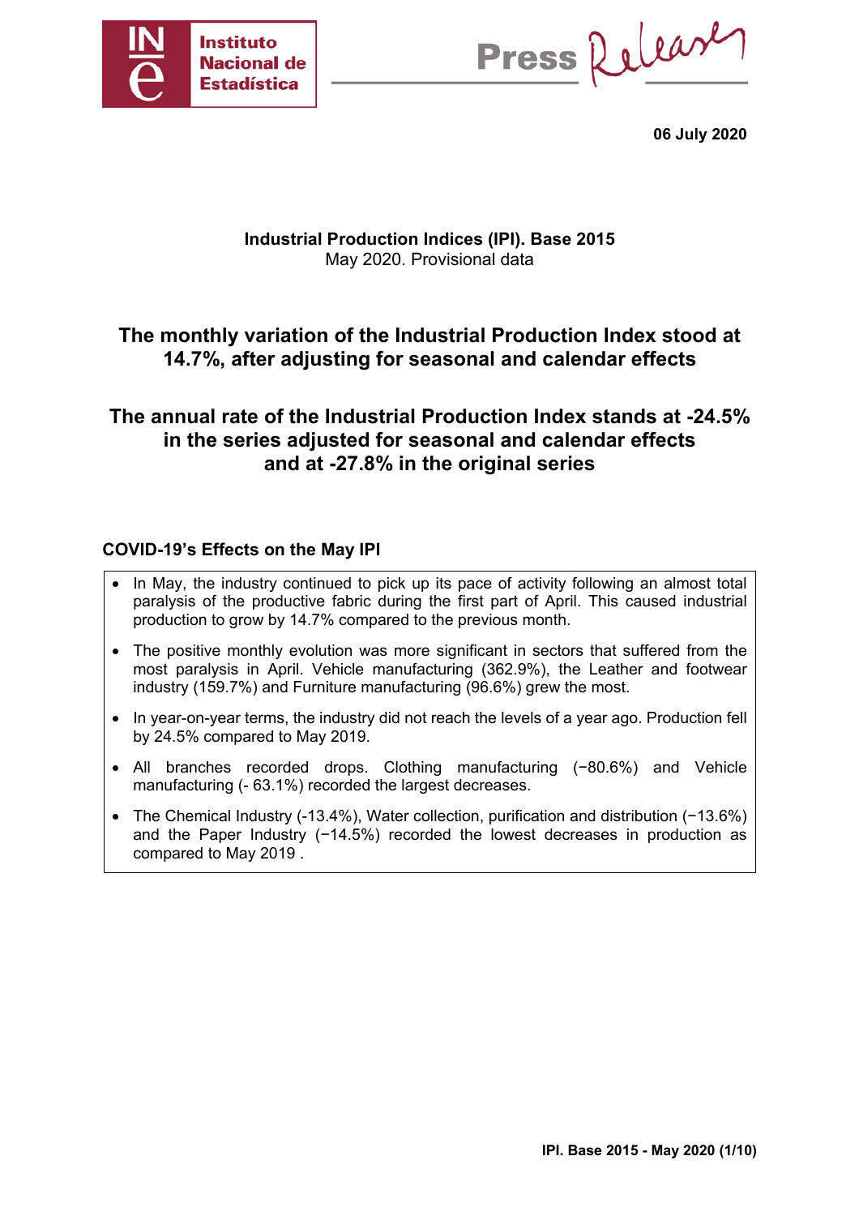**Instituto Nacional de Estadística**

**Press Release**

**06 July 2020**

**Industrial Production Indices (IPI). Base 2015**
May 2020. Provisional data

## The monthly variation of the Industrial Production Index stood at 14.7%, after adjusting for seasonal and calendar effects

## The annual rate of the Industrial Production Index stands at -24.5% in the series adjusted for seasonal and calendar effects and at -27.8% in the original series

### COVID-19's Effects on the May IPI

- In May, the industry continued to pick up its pace of activity following an almost total paralysis of the productive fabric during the first part of April. This caused industrial production to grow by 14.7% compared to the previous month.
- The positive monthly evolution was more significant in sectors that suffered from the most paralysis in April. Vehicle manufacturing (362.9%), the Leather and footwear industry (159.7%) and Furniture manufacturing (96.6%) grew the most.
- In year-on-year terms, the industry did not reach the levels of a year ago. Production fell by 24.5% compared to May 2019.
- All branches recorded drops. Clothing manufacturing (−80.6%) and Vehicle manufacturing (- 63.1%) recorded the largest decreases.
- The Chemical Industry (-13.4%), Water collection, purification and distribution (−13.6%) and the Paper Industry (−14.5%) recorded the lowest decreases in production as compared to May 2019 .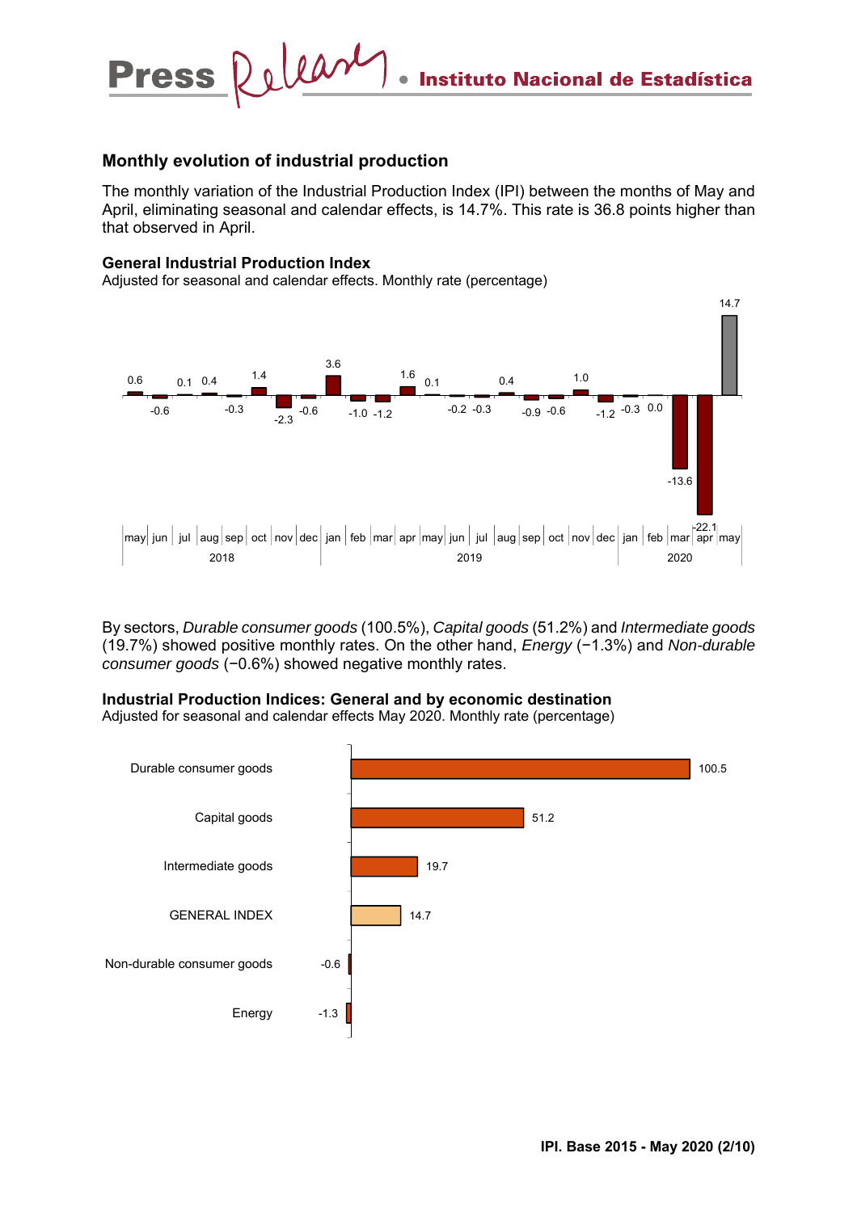## Monthly evolution of industrial production

The monthly variation of the Industrial Production Index (IPI) between the months of May and April, eliminating seasonal and calendar effects, is 14.7%. This rate is 36.8 points higher than that observed in April.

**General Industrial Production Index**

Adjusted for seasonal and calendar effects. Monthly rate (percentage)

| Year | Month | Rate |
|---|---|---|
| 2018 | may | 0.6 |
| 2018 | jun | -0.6 |
| 2018 | jul | 0.1 |
| 2018 | aug | 0.4 |
| 2018 | sep | -0.3 |
| 2018 | oct | 1.4 |
| 2018 | nov | -2.3 |
| 2018 | dec | -0.6 |
| 2019 | jan | 3.6 |
| 2019 | feb | -1.0 |
| 2019 | mar | -1.2 |
| 2019 | apr | 1.6 |
| 2019 | may | 0.1 |
| 2019 | jun | -0.2 |
| 2019 | jul | -0.3 |
| 2019 | aug | 0.4 |
| 2019 | sep | -0.9 |
| 2019 | oct | -0.6 |
| 2019 | nov | 1.0 |
| 2019 | dec | -1.2 |
| 2020 | jan | -0.3 |
| 2020 | feb | 0.0 |
| 2020 | mar | -13.6 |
| 2020 | apr | -22.1 |
| 2020 | may | 14.7 |

By sectors, *Durable consumer goods* (100.5%), *Capital goods* (51.2%) and *Intermediate goods* (19.7%) showed positive monthly rates. On the other hand, *Energy* (−1.3%) and *Non-durable consumer goods* (−0.6%) showed negative monthly rates.

**Industrial Production Indices: General and by economic destination**

Adjusted for seasonal and calendar effects May 2020. Monthly rate (percentage)

| Destination | Rate |
|---|---|
| Durable consumer goods | 100.5 |
| Capital goods | 51.2 |
| Intermediate goods | 19.7 |
| GENERAL INDEX | 14.7 |
| Non-durable consumer goods | -0.6 |
| Energy | -1.3 |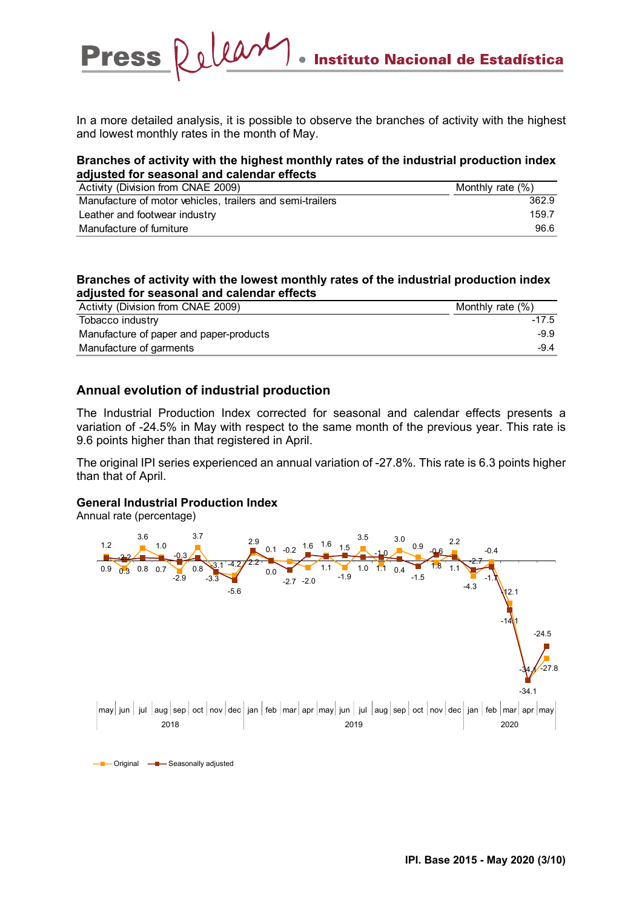In a more detailed analysis, it is possible to observe the branches of activity with the highest and lowest monthly rates in the month of May.

**Branches of activity with the highest monthly rates of the industrial production index adjusted for seasonal and calendar effects**

| Activity (Division from CNAE 2009) | Monthly rate (%) |
|---|---|
| Manufacture of motor vehicles, trailers and semi-trailers | 362.9 |
| Leather and footwear industry | 159.7 |
| Manufacture of furniture | 96.6 |

**Branches of activity with the lowest monthly rates of the industrial production index adjusted for seasonal and calendar effects**

| Activity (Division from CNAE 2009) | Monthly rate (%) |
|---|---|
| Tobacco industry | -17.5 |
| Manufacture of paper and paper-products | -9.9 |
| Manufacture of garments | -9.4 |

## Annual evolution of industrial production

The Industrial Production Index corrected for seasonal and calendar effects presents a variation of -24.5% in May with respect to the same month of the previous year. This rate is 9.6 points higher than that registered in April.

The original IPI series experienced an annual variation of -27.8%. This rate is 6.3 points higher than that of April.

**General Industrial Production Index**

Annual rate (percentage)

1.2 0.9 -2.2 0.3 3.6 0.8 1.0 0.7 -0.3 -2.9 3.7 0.8 -3.3 -3.1 -4.2 -5.6 2.9 2.2 0.1 0.0 -0.2 -2.7 1.6 -2.0 1.6 1.1 1.5 -1.9 3.5 1.0 -1.0 1.1 3.0 0.4 0.9 -1.5 -0.6 1.8 2.2 1.1 -2.7 -4.3 -0.4 -1.7 -12.1 -14.1 -34.1 -34.1 -24.5 -27.8

may jun jul aug sep oct nov dec jan feb mar apr may jun jul aug sep oct nov dec jan feb mar apr may

2018 2019 2020

Original — Seasonally adjusted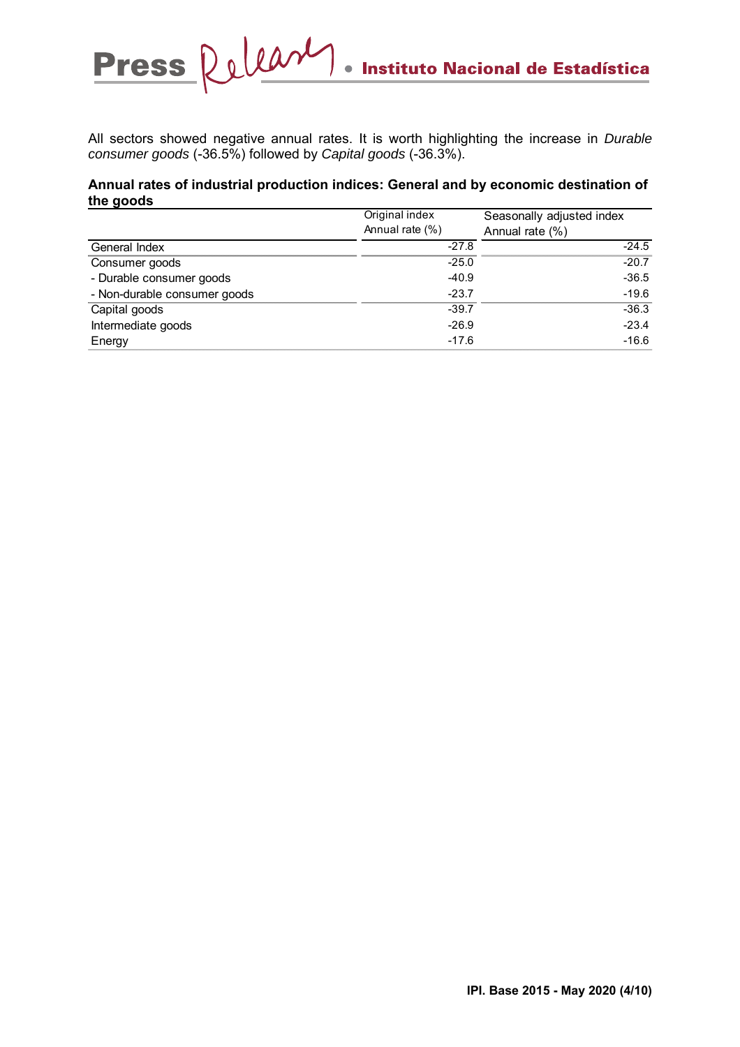All sectors showed negative annual rates. It is worth highlighting the increase in *Durable consumer goods* (-36.5%) followed by *Capital goods* (-36.3%).

**Annual rates of industrial production indices: General and by economic destination of the goods**

| | Original index<br>Annual rate (%) | Seasonally adjusted index<br>Annual rate (%) |
|---|---|---|
| General Index | -27.8 | -24.5 |
| Consumer goods | -25.0 | -20.7 |
| - Durable consumer goods | -40.9 | -36.5 |
| - Non-durable consumer goods | -23.7 | -19.6 |
| Capital goods | -39.7 | -36.3 |
| Intermediate goods | -26.9 | -23.4 |
| Energy | -17.6 | -16.6 |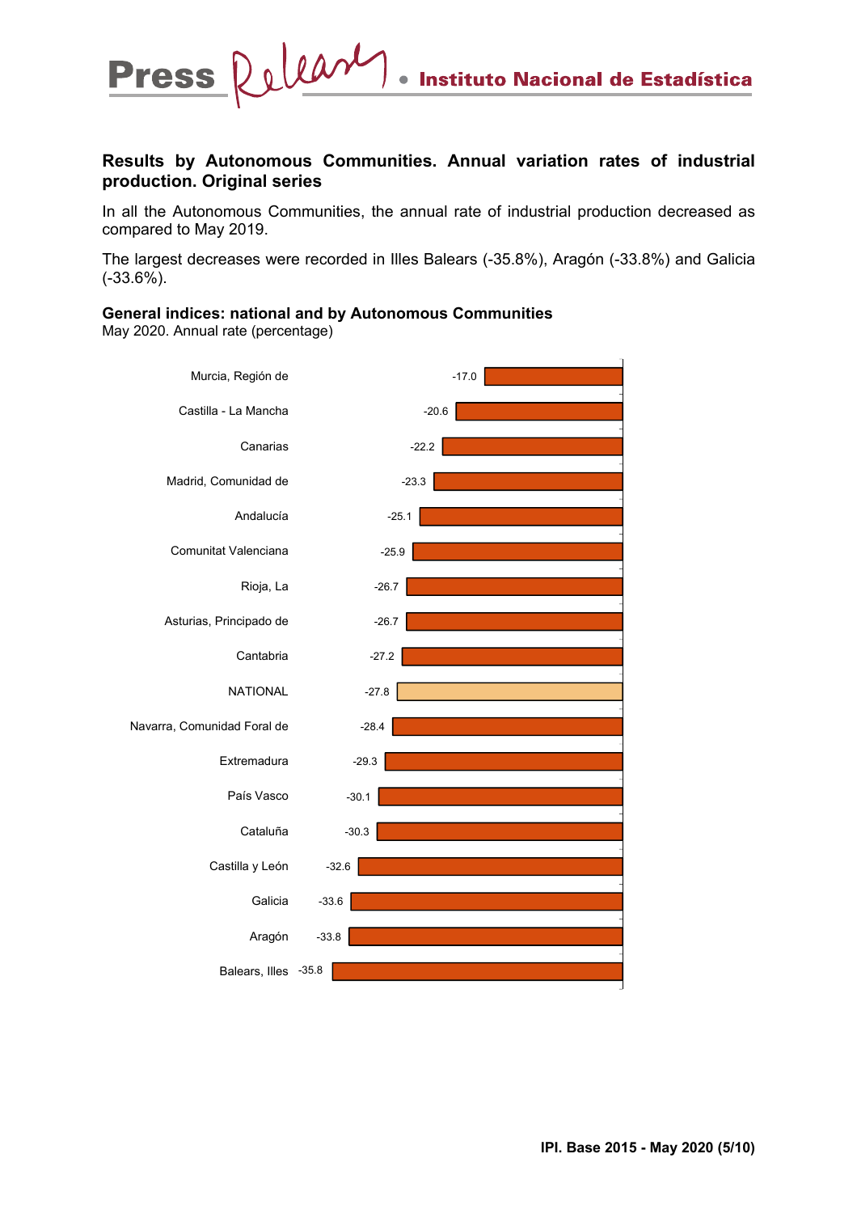### Results by Autonomous Communities. Annual variation rates of industrial production. Original series

In all the Autonomous Communities, the annual rate of industrial production decreased as compared to May 2019.

The largest decreases were recorded in Illes Balears (-35.8%), Aragón (-33.8%) and Galicia (-33.6%).

**General indices: national and by Autonomous Communities**
May 2020. Annual rate (percentage)

Murcia, Región de -17.0
Castilla - La Mancha -20.6
Canarias -22.2
Madrid, Comunidad de -23.3
Andalucía -25.1
Comunitat Valenciana -25.9
Rioja, La -26.7
Asturias, Principado de -26.7
Cantabria -27.2
NATIONAL -27.8
Navarra, Comunidad Foral de -28.4
Extremadura -29.3
País Vasco -30.1
Cataluña -30.3
Castilla y León -32.6
Galicia -33.6
Aragón -33.8
Balears, Illes -35.8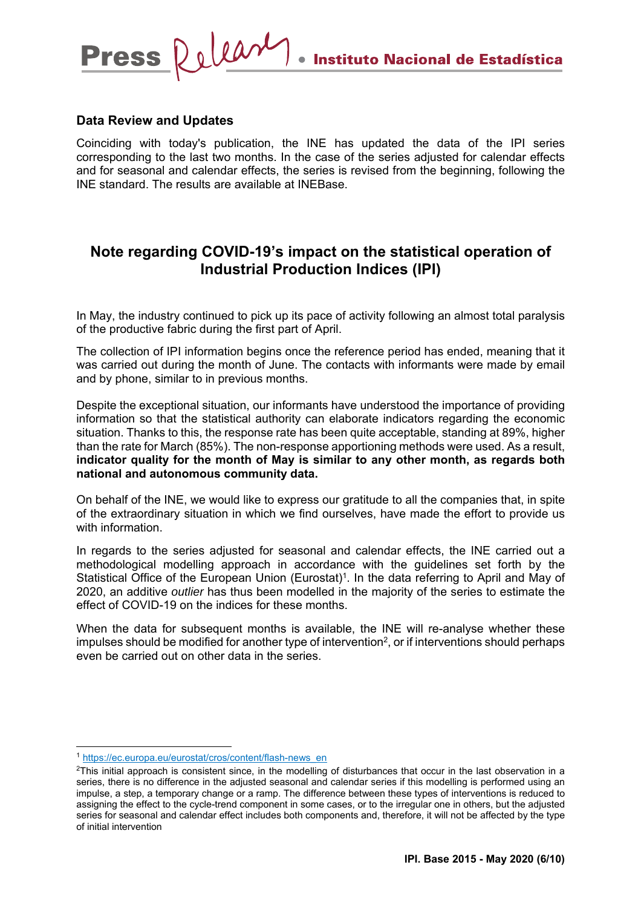## Data Review and Updates

Coinciding with today's publication, the INE has updated the data of the IPI series corresponding to the last two months. In the case of the series adjusted for calendar effects and for seasonal and calendar effects, the series is revised from the beginning, following the INE standard. The results are available at INEBase.

## Note regarding COVID-19's impact on the statistical operation of Industrial Production Indices (IPI)

In May, the industry continued to pick up its pace of activity following an almost total paralysis of the productive fabric during the first part of April.

The collection of IPI information begins once the reference period has ended, meaning that it was carried out during the month of June. The contacts with informants were made by email and by phone, similar to in previous months.

Despite the exceptional situation, our informants have understood the importance of providing information so that the statistical authority can elaborate indicators regarding the economic situation. Thanks to this, the response rate has been quite acceptable, standing at 89%, higher than the rate for March (85%). The non-response apportioning methods were used. As a result, **indicator quality for the month of May is similar to any other month, as regards both national and autonomous community data.**

On behalf of the INE, we would like to express our gratitude to all the companies that, in spite of the extraordinary situation in which we find ourselves, have made the effort to provide us with information.

In regards to the series adjusted for seasonal and calendar effects, the INE carried out a methodological modelling approach in accordance with the guidelines set forth by the Statistical Office of the European Union (Eurostat)[1]. In the data referring to April and May of 2020, an additive *outlier* has thus been modelled in the majority of the series to estimate the effect of COVID-19 on the indices for these months.

When the data for subsequent months is available, the INE will re-analyse whether these impulses should be modified for another type of intervention[2], or if interventions should perhaps even be carried out on other data in the series.

[1] https://ec.europa.eu/eurostat/cros/content/flash-news_en

[2] This initial approach is consistent since, in the modelling of disturbances that occur in the last observation in a series, there is no difference in the adjusted seasonal and calendar series if this modelling is performed using an impulse, a step, a temporary change or a ramp. The difference between these types of interventions is reduced to assigning the effect to the cycle-trend component in some cases, or to the irregular one in others, but the adjusted series for seasonal and calendar effect includes both components and, therefore, it will not be affected by the type of initial intervention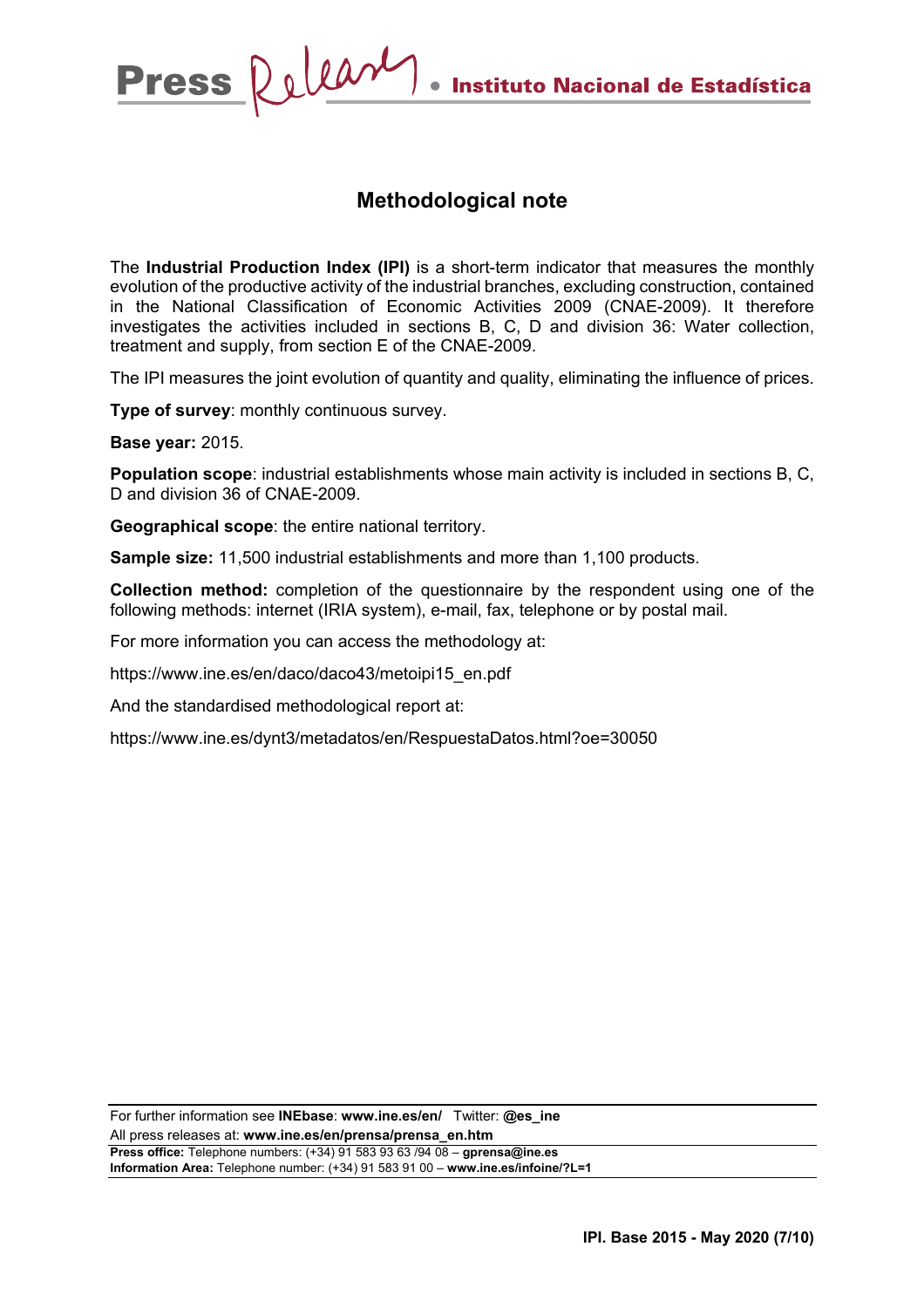## Methodological note

The **Industrial Production Index (IPI)** is a short-term indicator that measures the monthly evolution of the productive activity of the industrial branches, excluding construction, contained in the National Classification of Economic Activities 2009 (CNAE-2009). It therefore investigates the activities included in sections B, C, D and division 36: Water collection, treatment and supply, from section E of the CNAE-2009.

The IPI measures the joint evolution of quantity and quality, eliminating the influence of prices.

**Type of survey**: monthly continuous survey.

**Base year:** 2015.

**Population scope**: industrial establishments whose main activity is included in sections B, C, D and division 36 of CNAE-2009.

**Geographical scope**: the entire national territory.

**Sample size:** 11,500 industrial establishments and more than 1,100 products.

**Collection method:** completion of the questionnaire by the respondent using one of the following methods: internet (IRIA system), e-mail, fax, telephone or by postal mail.

For more information you can access the methodology at:

https://www.ine.es/en/daco/daco43/metoipi15_en.pdf

And the standardised methodological report at:

https://www.ine.es/dynt3/metadatos/en/RespuestaDatos.html?oe=30050

For further information see **INEbase**: **www.ine.es/en/** Twitter: **@es_ine**
All press releases at: **www.ine.es/en/prensa/prensa_en.htm**
**Press office:** Telephone numbers: (+34) 91 583 93 63 /94 08 – **gprensa@ine.es**
**Information Area:** Telephone number: (+34) 91 583 91 00 – **www.ine.es/infoine/?L=1**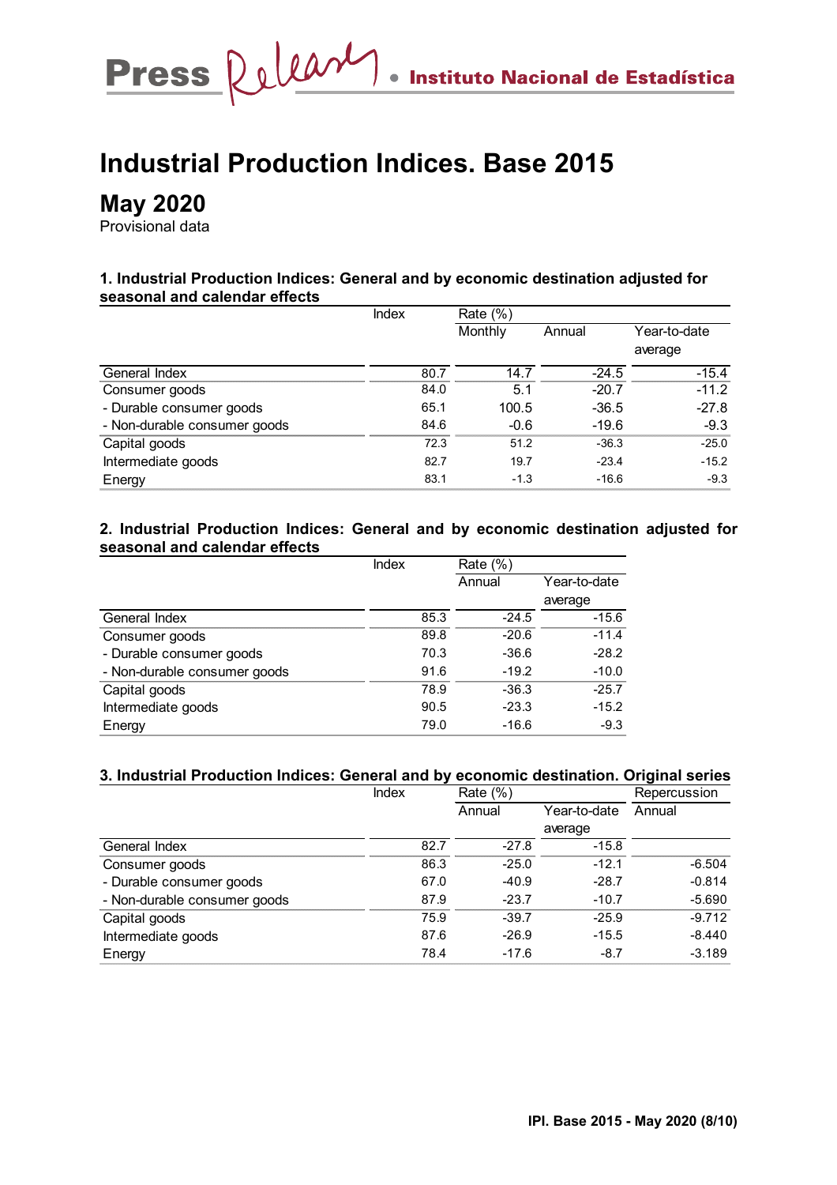# Industrial Production Indices. Base 2015

## May 2020

Provisional data

### 1. Industrial Production Indices: General and by economic destination adjusted for seasonal and calendar effects

| | Index | Rate (%) | | |
|---|---|---|---|---|
| | | Monthly | Annual | Year-to-date average |
| General Index | 80.7 | 14.7 | -24.5 | -15.4 |
| Consumer goods | 84.0 | 5.1 | -20.7 | -11.2 |
| - Durable consumer goods | 65.1 | 100.5 | -36.5 | -27.8 |
| - Non-durable consumer goods | 84.6 | -0.6 | -19.6 | -9.3 |
| Capital goods | 72.3 | 51.2 | -36.3 | -25.0 |
| Intermediate goods | 82.7 | 19.7 | -23.4 | -15.2 |
| Energy | 83.1 | -1.3 | -16.6 | -9.3 |

### 2. Industrial Production Indices: General and by economic destination adjusted for seasonal and calendar effects

| | Index | Rate (%) | |
|---|---|---|---|
| | | Annual | Year-to-date average |
| General Index | 85.3 | -24.5 | -15.6 |
| Consumer goods | 89.8 | -20.6 | -11.4 |
| - Durable consumer goods | 70.3 | -36.6 | -28.2 |
| - Non-durable consumer goods | 91.6 | -19.2 | -10.0 |
| Capital goods | 78.9 | -36.3 | -25.7 |
| Intermediate goods | 90.5 | -23.3 | -15.2 |
| Energy | 79.0 | -16.6 | -9.3 |

### 3. Industrial Production Indices: General and by economic destination. Original series

| | Index | Rate (%) | | Repercussion |
|---|---|---|---|---|
| | | Annual | Year-to-date average | Annual |
| General Index | 82.7 | -27.8 | -15.8 | |
| Consumer goods | 86.3 | -25.0 | -12.1 | -6.504 |
| - Durable consumer goods | 67.0 | -40.9 | -28.7 | -0.814 |
| - Non-durable consumer goods | 87.9 | -23.7 | -10.7 | -5.690 |
| Capital goods | 75.9 | -39.7 | -25.9 | -9.712 |
| Intermediate goods | 87.6 | -26.9 | -15.5 | -8.440 |
| Energy | 78.4 | -17.6 | -8.7 | -3.189 |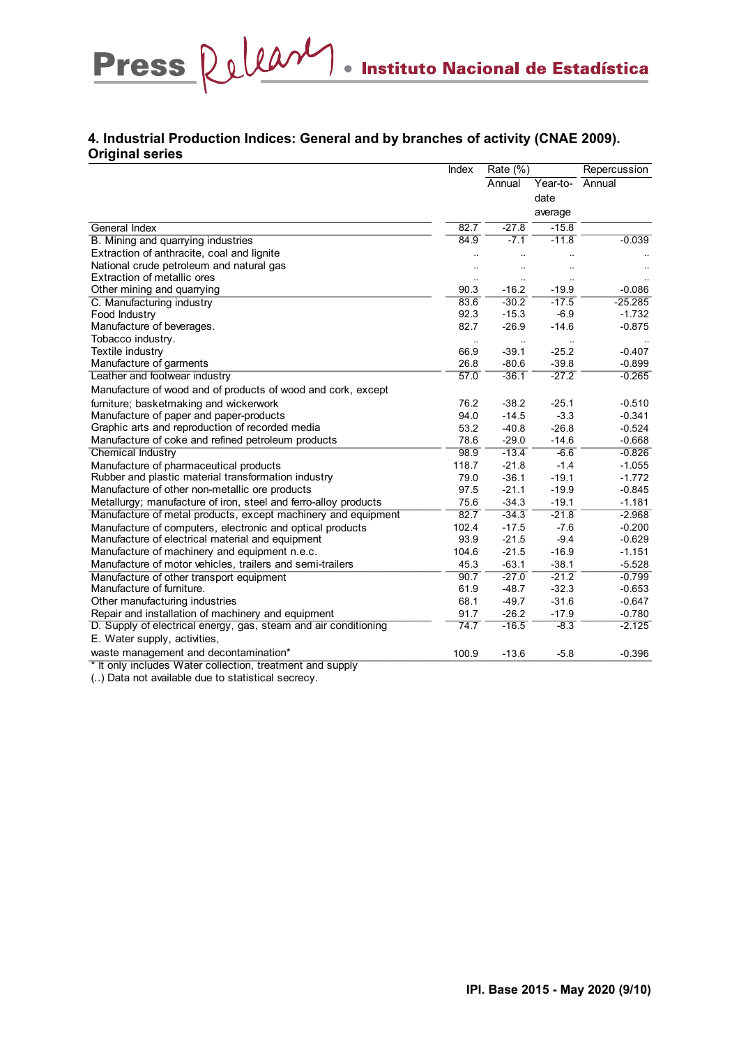### 4. Industrial Production Indices: General and by branches of activity (CNAE 2009). Original series

| | Index | Rate (%) | | Repercussion |
|---|---|---|---|---|
| | | Annual | Year-to-date average | Annual |
| General Index | 82.7 | -27.8 | -15.8 | |
| B. Mining and quarrying industries | 84.9 | -7.1 | -11.8 | -0.039 |
| Extraction of anthracite, coal and lignite | .. | .. | .. | .. |
| National crude petroleum and natural gas | .. | .. | .. | .. |
| Extraction of metallic ores | .. | .. | .. | .. |
| Other mining and quarrying | 90.3 | -16.2 | -19.9 | -0.086 |
| C. Manufacturing industry | 83.6 | -30.2 | -17.5 | -25.285 |
| Food Industry | 92.3 | -15.3 | -6.9 | -1.732 |
| Manufacture of beverages. | 82.7 | -26.9 | -14.6 | -0.875 |
| Tobacco industry. | .. | .. | .. | .. |
| Textile industry | 66.9 | -39.1 | -25.2 | -0.407 |
| Manufacture of garments | 26.8 | -80.6 | -39.8 | -0.899 |
| Leather and footwear industry | 57.0 | -36.1 | -27.2 | -0.265 |
| Manufacture of wood and of products of wood and cork, except furniture; basketmaking and wickerwork | 76.2 | -38.2 | -25.1 | -0.510 |
| Manufacture of paper and paper-products | 94.0 | -14.5 | -3.3 | -0.341 |
| Graphic arts and reproduction of recorded media | 53.2 | -40.8 | -26.8 | -0.524 |
| Manufacture of coke and refined petroleum products | 78.6 | -29.0 | -14.6 | -0.668 |
| Chemical Industry | 98.9 | -13.4 | -6.6 | -0.826 |
| Manufacture of pharmaceutical products | 118.7 | -21.8 | -1.4 | -1.055 |
| Rubber and plastic material transformation industry | 79.0 | -36.1 | -19.1 | -1.772 |
| Manufacture of other non-metallic ore products | 97.5 | -21.1 | -19.9 | -0.845 |
| Metallurgy; manufacture of iron, steel and ferro-alloy products | 75.6 | -34.3 | -19.1 | -1.181 |
| Manufacture of metal products, except machinery and equipment | 82.7 | -34.3 | -21.8 | -2.968 |
| Manufacture of computers, electronic and optical products | 102.4 | -17.5 | -7.6 | -0.200 |
| Manufacture of electrical material and equipment | 93.9 | -21.5 | -9.4 | -0.629 |
| Manufacture of machinery and equipment n.e.c. | 104.6 | -21.5 | -16.9 | -1.151 |
| Manufacture of motor vehicles, trailers and semi-trailers | 45.3 | -63.1 | -38.1 | -5.528 |
| Manufacture of other transport equipment | 90.7 | -27.0 | -21.2 | -0.799 |
| Manufacture of furniture. | 61.9 | -48.7 | -32.3 | -0.653 |
| Other manufacturing industries | 68.1 | -49.7 | -31.6 | -0.647 |
| Repair and installation of machinery and equipment | 91.7 | -26.2 | -17.9 | -0.780 |
| D. Supply of electrical energy, gas, steam and air conditioning | 74.7 | -16.5 | -8.3 | -2.125 |
| E. Water supply, activities, waste management and decontamination* | 100.9 | -13.6 | -5.8 | -0.396 |

\* It only includes Water collection, treatment and supply

(..) Data not available due to statistical secrecy.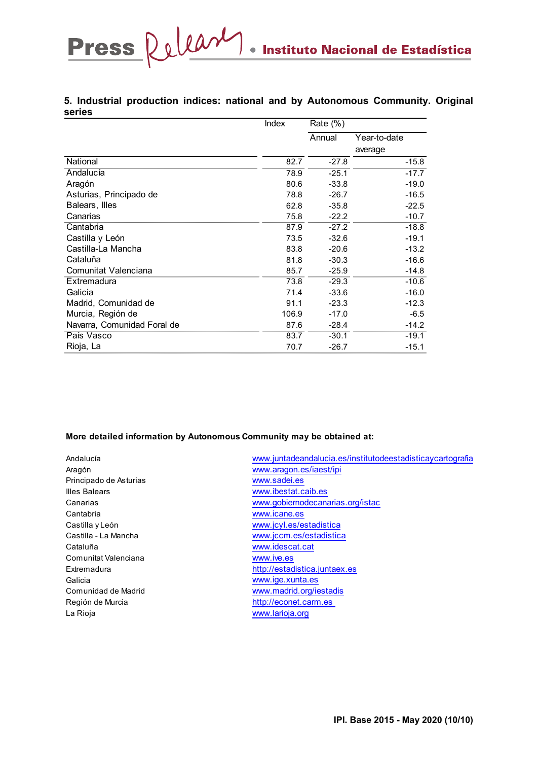## 5. Industrial production indices: national and by Autonomous Community. Original series

| | Index | Rate (%) | |
|---|---|---|---|
| | | Annual | Year-to-date average |
| National | 82.7 | -27.8 | -15.8 |
| Andalucía | 78.9 | -25.1 | -17.7 |
| Aragón | 80.6 | -33.8 | -19.0 |
| Asturias, Principado de | 78.8 | -26.7 | -16.5 |
| Balears, Illes | 62.8 | -35.8 | -22.5 |
| Canarias | 75.8 | -22.2 | -10.7 |
| Cantabria | 87.9 | -27.2 | -18.8 |
| Castilla y León | 73.5 | -32.6 | -19.1 |
| Castilla-La Mancha | 83.8 | -20.6 | -13.2 |
| Cataluña | 81.8 | -30.3 | -16.6 |
| Comunitat Valenciana | 85.7 | -25.9 | -14.8 |
| Extremadura | 73.8 | -29.3 | -10.6 |
| Galicia | 71.4 | -33.6 | -16.0 |
| Madrid, Comunidad de | 91.1 | -23.3 | -12.3 |
| Murcia, Región de | 106.9 | -17.0 | -6.5 |
| Navarra, Comunidad Foral de | 87.6 | -28.4 | -14.2 |
| País Vasco | 83.7 | -30.1 | -19.1 |
| Rioja, La | 70.7 | -26.7 | -15.1 |

**More detailed information by Autonomous Community may be obtained at:**

| | |
|---|---|
| Andalucía | www.juntadeandalucia.es/institutodeestadisticaycartografia |
| Aragón | www.aragon.es/iaest/ipi |
| Principado de Asturias | www.sadei.es |
| Illes Balears | www.ibestat.caib.es |
| Canarias | www.gobiernodecanarias.org/istac |
| Cantabria | www.icane.es |
| Castilla y León | www.jcyl.es/estadistica |
| Castilla - La Mancha | www.jccm.es/estadistica |
| Cataluña | www.idescat.cat |
| Comunitat Valenciana | www.ive.es |
| Extremadura | http://estadistica.juntaex.es |
| Galicia | www.ige.xunta.es |
| Comunidad de Madrid | www.madrid.org/iestadis |
| Región de Murcia | http://econet.carm.es |
| La Rioja | www.larioja.org |